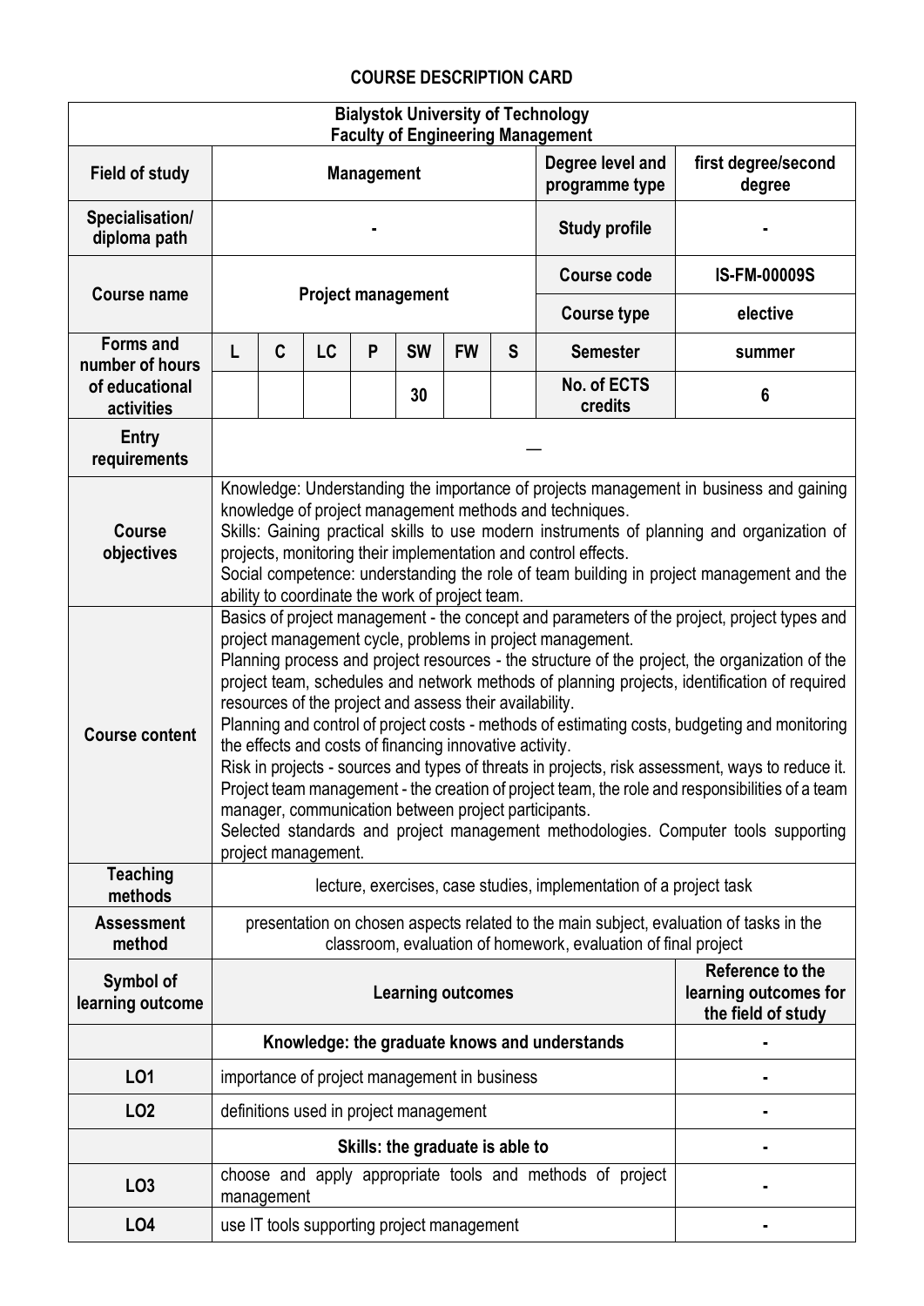# COURSE DESCRIPTION CARD

| **Bialystok University of Technology<br>Faculty of Engineering Management** | | | | | | | | | |
|---|---|---|---|---|---|---|---|---|---|
| **Field of study** | **Management** | | | | | | | **Degree level and programme type** | **first degree/second degree** |
| **Specialisation/ diploma path** | **-** | | | | | | | **Study profile** | **-** |
| **Course name** | **Project management** | | | | | | | **Course code** | **IS-FM-00009S** |
| | | | | | | | | **Course type** | **elective** |
| **Forms and number of hours of educational activities** | **L** | **C** | **LC** | **P** | **SW** | **FW** | **S** | **Semester** | **summer** |
| | | | | | **30** | | | **No. of ECTS credits** | **6** |
| **Entry requirements** | — | | | | | | | | |
| **Course objectives** | Knowledge: Understanding the importance of projects management in business and gaining knowledge of project management methods and techniques.<br>Skills: Gaining practical skills to use modern instruments of planning and organization of projects, monitoring their implementation and control effects.<br>Social competence: understanding the role of team building in project management and the ability to coordinate the work of project team. | | | | | | | | |
| **Course content** | Basics of project management - the concept and parameters of the project, project types and project management cycle, problems in project management.<br>Planning process and project resources - the structure of the project, the organization of the project team, schedules and network methods of planning projects, identification of required resources of the project and assess their availability.<br>Planning and control of project costs - methods of estimating costs, budgeting and monitoring the effects and costs of financing innovative activity.<br>Risk in projects - sources and types of threats in projects, risk assessment, ways to reduce it.<br>Project team management - the creation of project team, the role and responsibilities of a team manager, communication between project participants.<br>Selected standards and project management methodologies. Computer tools supporting project management. | | | | | | | | |
| **Teaching methods** | lecture, exercises, case studies, implementation of a project task | | | | | | | | |
| **Assessment method** | presentation on chosen aspects related to the main subject, evaluation of tasks in the classroom, evaluation of homework, evaluation of final project | | | | | | | | |
| **Symbol of learning outcome** | **Learning outcomes** | | | | | | | | **Reference to the learning outcomes for the field of study** |
| | **Knowledge: the graduate knows and understands** | | | | | | | | **-** |
| **LO1** | importance of project management in business | | | | | | | | **-** |
| **LO2** | definitions used in project management | | | | | | | | **-** |
| | **Skills: the graduate is able to** | | | | | | | | **-** |
| **LO3** | choose and apply appropriate tools and methods of project management | | | | | | | | **-** |
| **LO4** | use IT tools supporting project management | | | | | | | | **-** |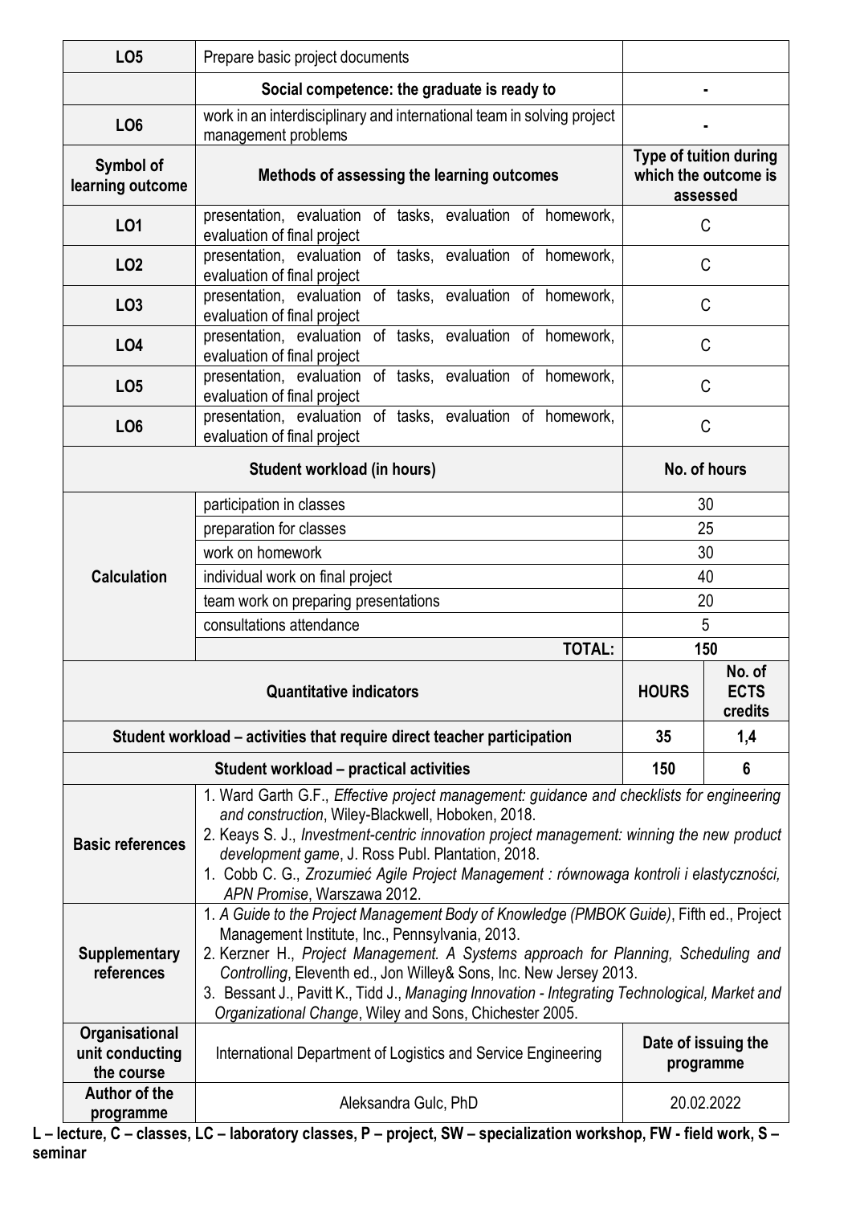| | | |
|---|---|---|
| **LO5** | Prepare basic project documents | |
| | **Social competence: the graduate is ready to** | **-** |
| **LO6** | work in an interdisciplinary and international team in solving project management problems | **-** |
| **Symbol of learning outcome** | **Methods of assessing the learning outcomes** | **Type of tuition during which the outcome is assessed** |
| **LO1** | presentation, evaluation of tasks, evaluation of homework, evaluation of final project | C |
| **LO2** | presentation, evaluation of tasks, evaluation of homework, evaluation of final project | C |
| **LO3** | presentation, evaluation of tasks, evaluation of homework, evaluation of final project | C |
| **LO4** | presentation, evaluation of tasks, evaluation of homework, evaluation of final project | C |
| **LO5** | presentation, evaluation of tasks, evaluation of homework, evaluation of final project | C |
| **LO6** | presentation, evaluation of tasks, evaluation of homework, evaluation of final project | C |

| | | | |
|---|---|---|---|
| **Student workload (in hours)** | | **No. of hours** | |
| **Calculation** | participation in classes | 30 | |
| | preparation for classes | 25 | |
| | work on homework | 30 | |
| | individual work on final project | 40 | |
| | team work on preparing presentations | 20 | |
| | consultations attendance | 5 | |
| | **TOTAL:** | **150** | |
| **Quantitative indicators** | | **HOURS** | **No. of ECTS credits** |
| **Student workload – activities that require direct teacher participation** | | **35** | **1,4** |
| **Student workload – practical activities** | | **150** | **6** |

| | |
|---|---|
| **Basic references** | 1. Ward Garth G.F., *Effective project management: guidance and checklists for engineering and construction*, Wiley-Blackwell, Hoboken, 2018.<br>2. Keays S. J., *Investment-centric innovation project management: winning the new product development game*, J. Ross Publ. Plantation, 2018.<br>1. Cobb C. G., *Zrozumieć Agile Project Management : równowaga kontroli i elastyczności, APN Promise*, Warszawa 2012. |
| **Supplementary references** | 1. *A Guide to the Project Management Body of Knowledge (PMBOK Guide)*, Fifth ed., Project Management Institute, Inc., Pennsylvania, 2013.<br>2. Kerzner H., *Project Management. A Systems approach for Planning, Scheduling and Controlling*, Eleventh ed., Jon Willey& Sons, Inc. New Jersey 2013.<br>3. Bessant J., Pavitt K., Tidd J., *Managing Innovation - Integrating Technological, Market and Organizational Change*, Wiley and Sons, Chichester 2005. |

| | | |
|---|---|---|
| **Organisational unit conducting the course** | International Department of Logistics and Service Engineering | **Date of issuing the programme** |
| **Author of the programme** | Aleksandra Gulc, PhD | 20.02.2022 |

**L – lecture, C – classes, LC – laboratory classes, P – project, SW – specialization workshop, FW - field work, S – seminar**